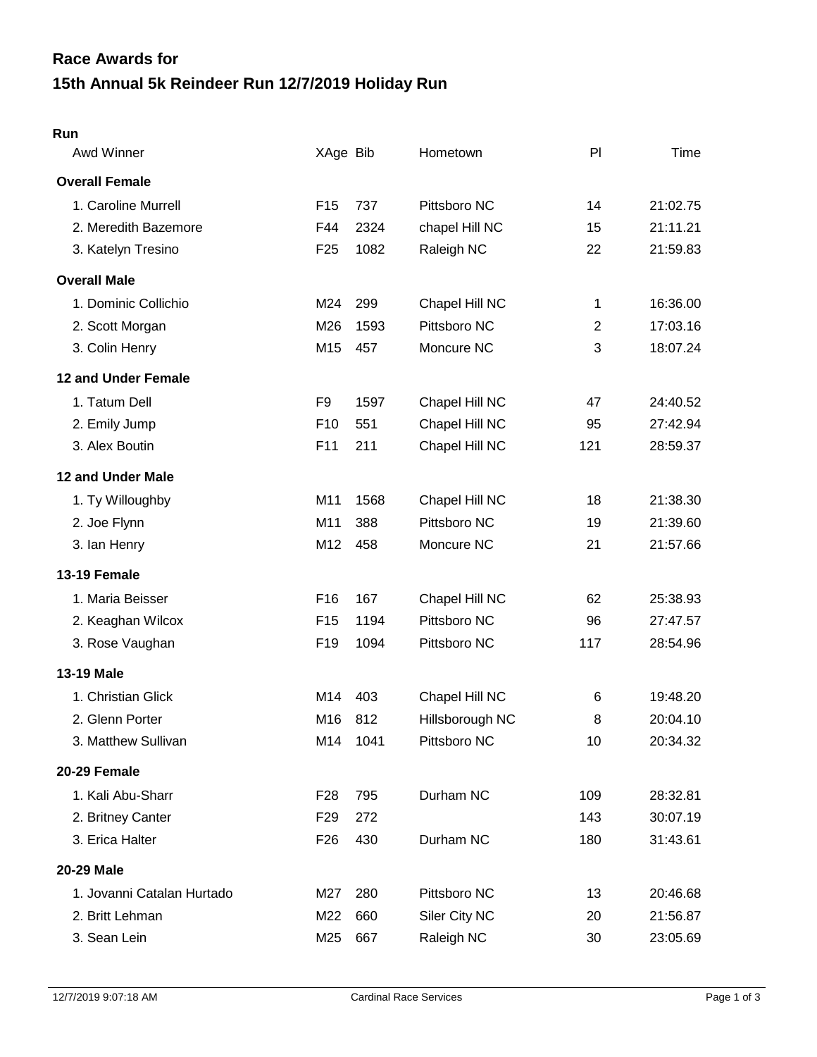# Race Awards for
# 15th Annual 5k Reindeer Run 12/7/2019 Holiday Run

**Run**

| Awd Winner | XAge | Bib | Hometown | Pl | Time |
|---|---|---|---|---|---|
| **Overall Female** | | | | | |
| 1. Caroline Murrell | F15 | 737 | Pittsboro NC | 14 | 21:02.75 |
| 2. Meredith Bazemore | F44 | 2324 | chapel Hill NC | 15 | 21:11.21 |
| 3. Katelyn Tresino | F25 | 1082 | Raleigh NC | 22 | 21:59.83 |
| **Overall Male** | | | | | |
| 1. Dominic Collichio | M24 | 299 | Chapel Hill NC | 1 | 16:36.00 |
| 2. Scott Morgan | M26 | 1593 | Pittsboro NC | 2 | 17:03.16 |
| 3. Colin Henry | M15 | 457 | Moncure NC | 3 | 18:07.24 |
| **12 and Under Female** | | | | | |
| 1. Tatum Dell | F9 | 1597 | Chapel Hill NC | 47 | 24:40.52 |
| 2. Emily Jump | F10 | 551 | Chapel Hill NC | 95 | 27:42.94 |
| 3. Alex Boutin | F11 | 211 | Chapel Hill NC | 121 | 28:59.37 |
| **12 and Under Male** | | | | | |
| 1. Ty Willoughby | M11 | 1568 | Chapel Hill NC | 18 | 21:38.30 |
| 2. Joe Flynn | M11 | 388 | Pittsboro NC | 19 | 21:39.60 |
| 3. Ian Henry | M12 | 458 | Moncure NC | 21 | 21:57.66 |
| **13-19 Female** | | | | | |
| 1. Maria Beisser | F16 | 167 | Chapel Hill NC | 62 | 25:38.93 |
| 2. Keaghan Wilcox | F15 | 1194 | Pittsboro NC | 96 | 27:47.57 |
| 3. Rose Vaughan | F19 | 1094 | Pittsboro NC | 117 | 28:54.96 |
| **13-19 Male** | | | | | |
| 1. Christian Glick | M14 | 403 | Chapel Hill NC | 6 | 19:48.20 |
| 2. Glenn Porter | M16 | 812 | Hillsborough NC | 8 | 20:04.10 |
| 3. Matthew Sullivan | M14 | 1041 | Pittsboro NC | 10 | 20:34.32 |
| **20-29 Female** | | | | | |
| 1. Kali Abu-Sharr | F28 | 795 | Durham NC | 109 | 28:32.81 |
| 2. Britney Canter | F29 | 272 | | 143 | 30:07.19 |
| 3. Erica Halter | F26 | 430 | Durham NC | 180 | 31:43.61 |
| **20-29 Male** | | | | | |
| 1. Jovanni Catalan Hurtado | M27 | 280 | Pittsboro NC | 13 | 20:46.68 |
| 2. Britt Lehman | M22 | 660 | Siler City NC | 20 | 21:56.87 |
| 3. Sean Lein | M25 | 667 | Raleigh NC | 30 | 23:05.69 |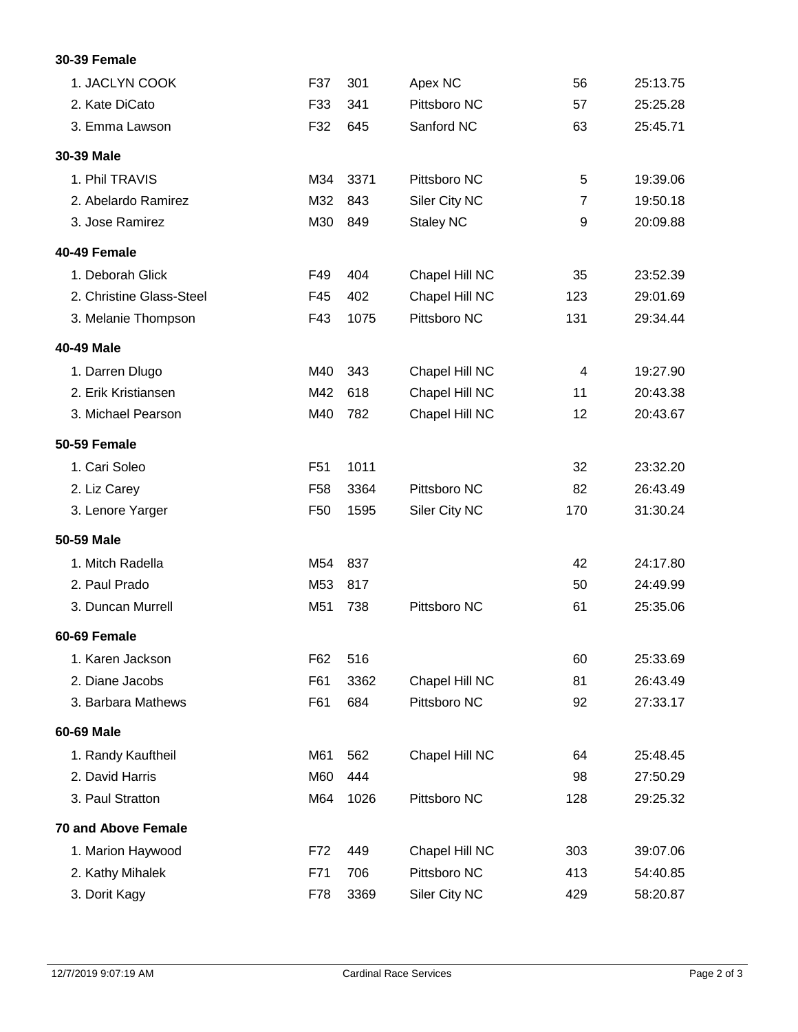**30-39 Female**

| | | | | | |
|---|---|---|---|---|---|
| 1. JACLYN COOK | F37 | 301 | Apex NC | 56 | 25:13.75 |
| 2. Kate DiCato | F33 | 341 | Pittsboro NC | 57 | 25:25.28 |
| 3. Emma Lawson | F32 | 645 | Sanford NC | 63 | 25:45.71 |

**30-39 Male**

| | | | | | |
|---|---|---|---|---|---|
| 1. Phil TRAVIS | M34 | 3371 | Pittsboro NC | 5 | 19:39.06 |
| 2. Abelardo Ramirez | M32 | 843 | Siler City NC | 7 | 19:50.18 |
| 3. Jose Ramirez | M30 | 849 | Staley NC | 9 | 20:09.88 |

**40-49 Female**

| | | | | | |
|---|---|---|---|---|---|
| 1. Deborah Glick | F49 | 404 | Chapel Hill NC | 35 | 23:52.39 |
| 2. Christine Glass-Steel | F45 | 402 | Chapel Hill NC | 123 | 29:01.69 |
| 3. Melanie Thompson | F43 | 1075 | Pittsboro NC | 131 | 29:34.44 |

**40-49 Male**

| | | | | | |
|---|---|---|---|---|---|
| 1. Darren Dlugo | M40 | 343 | Chapel Hill NC | 4 | 19:27.90 |
| 2. Erik Kristiansen | M42 | 618 | Chapel Hill NC | 11 | 20:43.38 |
| 3. Michael Pearson | M40 | 782 | Chapel Hill NC | 12 | 20:43.67 |

**50-59 Female**

| | | | | | |
|---|---|---|---|---|---|
| 1. Cari Soleo | F51 | 1011 | | 32 | 23:32.20 |
| 2. Liz Carey | F58 | 3364 | Pittsboro NC | 82 | 26:43.49 |
| 3. Lenore Yarger | F50 | 1595 | Siler City NC | 170 | 31:30.24 |

**50-59 Male**

| | | | | | |
|---|---|---|---|---|---|
| 1. Mitch Radella | M54 | 837 | | 42 | 24:17.80 |
| 2. Paul Prado | M53 | 817 | | 50 | 24:49.99 |
| 3. Duncan Murrell | M51 | 738 | Pittsboro NC | 61 | 25:35.06 |

**60-69 Female**

| | | | | | |
|---|---|---|---|---|---|
| 1. Karen Jackson | F62 | 516 | | 60 | 25:33.69 |
| 2. Diane Jacobs | F61 | 3362 | Chapel Hill NC | 81 | 26:43.49 |
| 3. Barbara Mathews | F61 | 684 | Pittsboro NC | 92 | 27:33.17 |

**60-69 Male**

| | | | | | |
|---|---|---|---|---|---|
| 1. Randy Kauftheil | M61 | 562 | Chapel Hill NC | 64 | 25:48.45 |
| 2. David Harris | M60 | 444 | | 98 | 27:50.29 |
| 3. Paul Stratton | M64 | 1026 | Pittsboro NC | 128 | 29:25.32 |

**70 and Above Female**

| | | | | | |
|---|---|---|---|---|---|
| 1. Marion Haywood | F72 | 449 | Chapel Hill NC | 303 | 39:07.06 |
| 2. Kathy Mihalek | F71 | 706 | Pittsboro NC | 413 | 54:40.85 |
| 3. Dorit Kagy | F78 | 3369 | Siler City NC | 429 | 58:20.87 |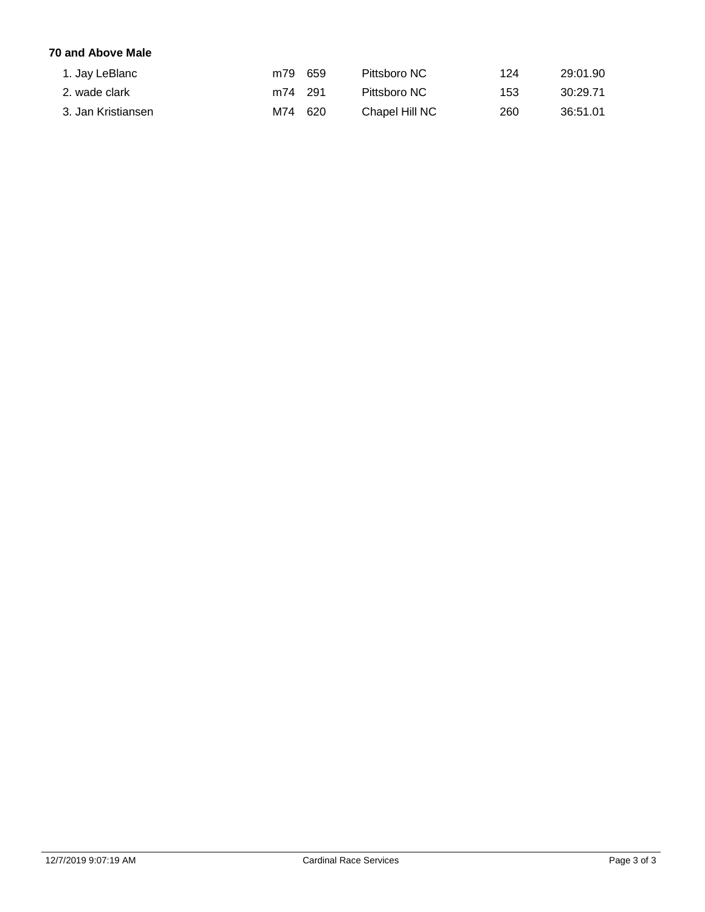### 70 and Above Male

| | | | | | |
|---|---|---|---|---|---|
| 1. Jay LeBlanc | m79 | 659 | Pittsboro NC | 124 | 29:01.90 |
| 2. wade clark | m74 | 291 | Pittsboro NC | 153 | 30:29.71 |
| 3. Jan Kristiansen | M74 | 620 | Chapel Hill NC | 260 | 36:51.01 |